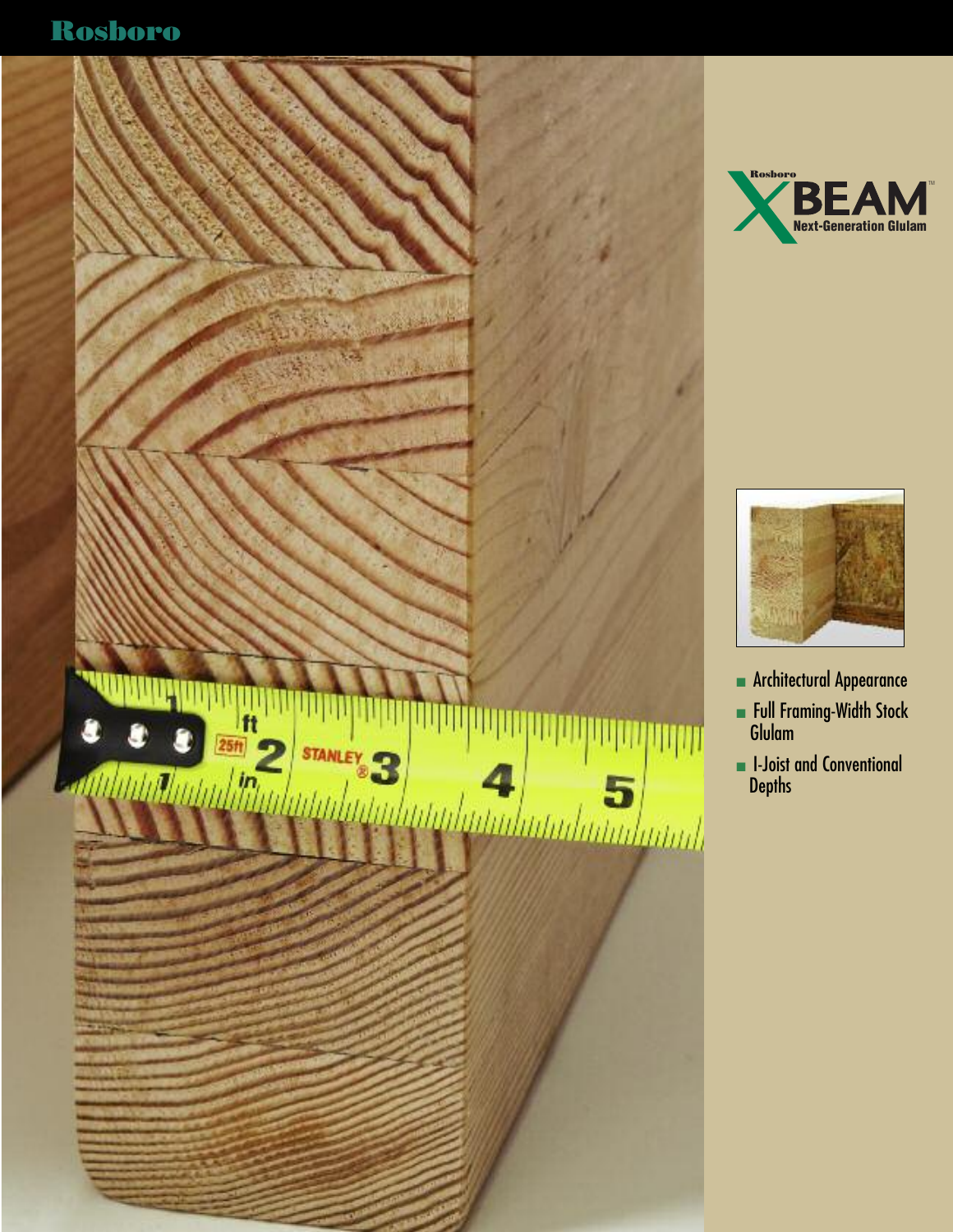# Rosboro

Rosboro

# XBEAM™

Next-Generation Glulam

- Architectural Appearance
- Full Framing-Width Stock Glulam
- I-Joist and Conventional Depths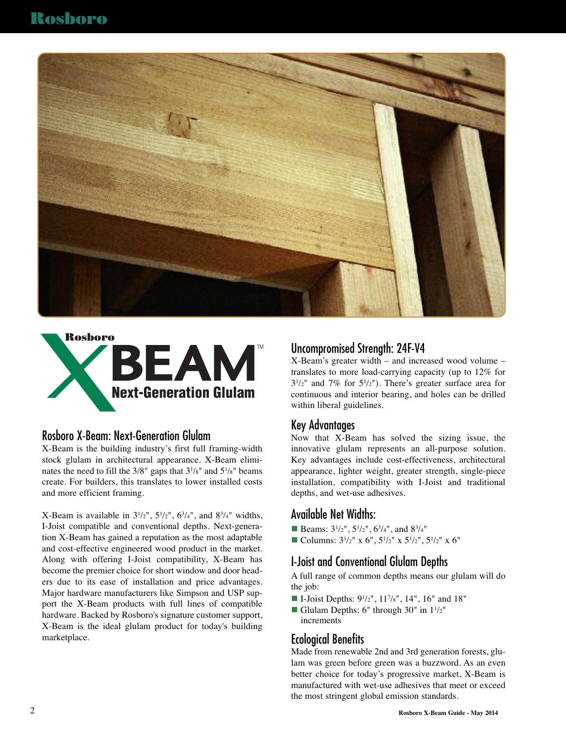Rosboro X-BEAM™ Next-Generation Glulam

## Rosboro X-Beam: Next-Generation Glulam

X-Beam is the building industry's first full framing-width stock glulam in architectural appearance. X-Beam eliminates the need to fill the 3/8" gaps that 3-1/8" and 5-1/8" beams create. For builders, this translates to lower installed costs and more efficient framing.

X-Beam is available in 3-1/2", 5-1/2", 6-3/4", and 8-3/4" widths, I-Joist compatible and conventional depths. Next-generation X-Beam has gained a reputation as the most adaptable and cost-effective engineered wood product in the market. Along with offering I-Joist compatibility, X-Beam has become the premier choice for short window and door headers due to its ease of installation and price advantages. Major hardware manufacturers like Simpson and USP support the X-Beam products with full lines of compatible hardware. Backed by Rosboro's signature customer support, X-Beam is the ideal glulam product for today's building marketplace.

## Uncompromised Strength: 24F-V4

X-Beam's greater width – and increased wood volume – translates to more load-carrying capacity (up to 12% for 3-1/2" and 7% for 5-1/2"). There's greater surface area for continuous and interior bearing, and holes can be drilled within liberal guidelines.

## Key Advantages

Now that X-Beam has solved the sizing issue, the innovative glulam represents an all-purpose solution. Key advantages include cost-effectiveness, architectural appearance, lighter weight, greater strength, single-piece installation, compatibility with I-Joist and traditional depths, and wet-use adhesives.

## Available Net Widths:

- Beams: 3-1/2", 5-1/2", 6-3/4", and 8-3/4"
- Columns: 3-1/2" x 6", 5-1/2" x 5-1/2", 5-1/2" x 6"

## I-Joist and Conventional Glulam Depths

A full range of common depths means our glulam will do the job:

- I-Joist Depths: 9-1/2", 11-7/8", 14", 16" and 18"
- Glulam Depths: 6" through 30" in 1-1/2" increments

## Ecological Benefits

Made from renewable 2nd and 3rd generation forests, glulam was green before green was a buzzword. As an even better choice for today's progressive market, X-Beam is manufactured with wet-use adhesives that meet or exceed the most stringent global emission standards.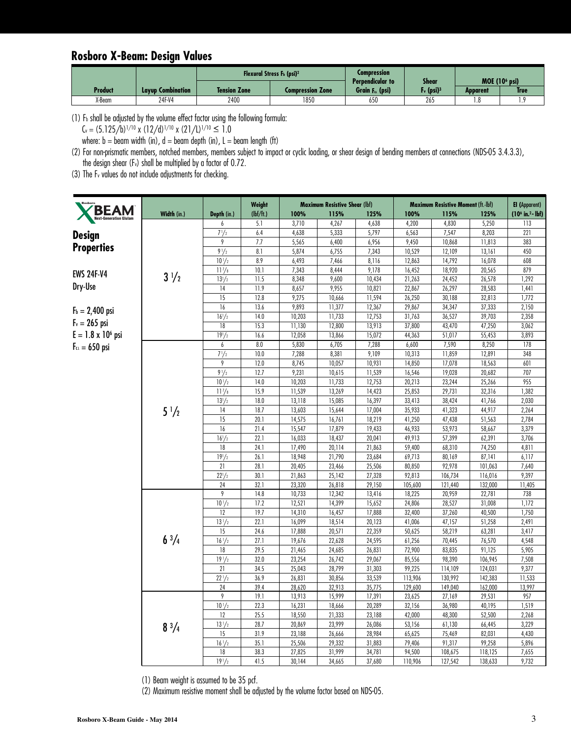## Rosboro X-Beam: Design Values

| Product | Layup Combination | Flexural Stress $F_b$ (psi)[2] | | Compression Perpendicular to Grain $F_{c\perp}$ (psi) | Shear $F_v$ (psi)[3] | MOE ($10^6$ psi) | |
|---|---|---|---|---|---|---|---|
| | | Tension Zone | Compression Zone | | | Apparent | True |
| X-Beam | 24F-V4 | 2400 | 1850 | 650 | 265 | 1.8 | 1.9 |

(1) $F_b$ shall be adjusted by the volume effect factor using the following formula:

$C_v = (5.125/b)^{1/10} \times (12/d)^{1/10} \times (21/L)^{1/10} \leq 1.0$

where: b = beam width (in), d = beam depth (in), L = beam length (ft)

(2) For non-prismatic members, notched members, members subject to impact or cyclic loading, or shear design of bending members at connections (NDS-05 3.4.3.3), the design shear ($F_v$) shall be multiplied by a factor of 0.72.

(3) The $F_v$ values do not include adjustments for checking.

### Design Properties

EWS 24F-V4
Dry-Use

$F_b$ = 2,400 psi
$F_v$ = 265 psi
$E = 1.8 \times 10^6$ psi
$F_{c\perp}$ = 650 psi

| Width (in.) | Depth (in.) | Weight (lbf/ft.) | Maximum Resistive Shear (lbf) | | | Maximum Resistive Moment (ft.-lbf) | | | EI (Apparent) ($10^6$ in.$^2$-lbf) |
|---|---|---|---|---|---|---|---|---|---|
| | | | 100% | 115% | 125% | 100% | 115% | 125% | |
| 3 1/2 | 6 | 5.1 | 3,710 | 4,267 | 4,638 | 4,200 | 4,830 | 5,250 | 113 |
| | 7 1/2 | 6.4 | 4,638 | 5,333 | 5,797 | 6,563 | 7,547 | 8,203 | 221 |
| | 9 | 7.7 | 5,565 | 6,400 | 6,956 | 9,450 | 10,868 | 11,813 | 383 |
| | 9 1/2 | 8.1 | 5,874 | 6,755 | 7,343 | 10,529 | 12,109 | 13,161 | 450 |
| | 10 1/2 | 8.9 | 6,493 | 7,466 | 8,116 | 12,863 | 14,792 | 16,078 | 608 |
| | 11 7/8 | 10.1 | 7,343 | 8,444 | 9,178 | 16,452 | 18,920 | 20,565 | 879 |
| | 13 1/2 | 11.5 | 8,348 | 9,600 | 10,434 | 21,263 | 24,452 | 26,578 | 1,292 |
| | 14 | 11.9 | 8,657 | 9,955 | 10,821 | 22,867 | 26,297 | 28,583 | 1,441 |
| | 15 | 12.8 | 9,275 | 10,666 | 11,594 | 26,250 | 30,188 | 32,813 | 1,772 |
| | 16 | 13.6 | 9,893 | 11,377 | 12,367 | 29,867 | 34,347 | 37,333 | 2,150 |
| | 16 1/2 | 14.0 | 10,203 | 11,733 | 12,753 | 31,763 | 36,527 | 39,703 | 2,358 |
| | 18 | 15.3 | 11,130 | 12,800 | 13,913 | 37,800 | 43,470 | 47,250 | 3,062 |
| | 19 1/2 | 16.6 | 12,058 | 13,866 | 15,072 | 44,363 | 51,017 | 55,453 | 3,893 |
| 5 1/2 | 6 | 8.0 | 5,830 | 6,705 | 7,288 | 6,600 | 7,590 | 8,250 | 178 |
| | 7 1/2 | 10.0 | 7,288 | 8,381 | 9,109 | 10,313 | 11,859 | 12,891 | 348 |
| | 9 | 12.0 | 8,745 | 10,057 | 10,931 | 14,850 | 17,078 | 18,563 | 601 |
| | 9 1/2 | 12.7 | 9,231 | 10,615 | 11,539 | 16,546 | 19,028 | 20,682 | 707 |
| | 10 1/2 | 14.0 | 10,203 | 11,733 | 12,753 | 20,213 | 23,244 | 25,266 | 955 |
| | 11 7/8 | 15.9 | 11,539 | 13,269 | 14,423 | 25,853 | 29,731 | 32,316 | 1,382 |
| | 13 1/2 | 18.0 | 13,118 | 15,085 | 16,397 | 33,413 | 38,424 | 41,766 | 2,030 |
| | 14 | 18.7 | 13,603 | 15,644 | 17,004 | 35,933 | 41,323 | 44,917 | 2,264 |
| | 15 | 20.1 | 14,575 | 16,761 | 18,219 | 41,250 | 47,438 | 51,563 | 2,784 |
| | 16 | 21.4 | 15,547 | 17,879 | 19,433 | 46,933 | 53,973 | 58,667 | 3,379 |
| | 16 1/2 | 22.1 | 16,033 | 18,437 | 20,041 | 49,913 | 57,399 | 62,391 | 3,706 |
| | 18 | 24.1 | 17,490 | 20,114 | 21,863 | 59,400 | 68,310 | 74,250 | 4,811 |
| | 19 1/2 | 26.1 | 18,948 | 21,790 | 23,684 | 69,713 | 80,169 | 87,141 | 6,117 |
| | 21 | 28.1 | 20,405 | 23,466 | 25,506 | 80,850 | 92,978 | 101,063 | 7,640 |
| | 22 1/2 | 30.1 | 21,863 | 25,142 | 27,328 | 92,813 | 106,734 | 116,016 | 9,397 |
| | 24 | 32.1 | 23,320 | 26,818 | 29,150 | 105,600 | 121,440 | 132,000 | 11,405 |
| 6 3/4 | 9 | 14.8 | 10,733 | 12,342 | 13,416 | 18,225 | 20,959 | 22,781 | 738 |
| | 10 1/2 | 17.2 | 12,521 | 14,399 | 15,652 | 24,806 | 28,527 | 31,008 | 1,172 |
| | 12 | 19.7 | 14,310 | 16,457 | 17,888 | 32,400 | 37,260 | 40,500 | 1,750 |
| | 13 1/2 | 22.1 | 16,099 | 18,514 | 20,123 | 41,006 | 47,157 | 51,258 | 2,491 |
| | 15 | 24.6 | 17,888 | 20,571 | 22,359 | 50,625 | 58,219 | 63,281 | 3,417 |
| | 16 1/2 | 27.1 | 19,676 | 22,628 | 24,595 | 61,256 | 70,445 | 76,570 | 4,548 |
| | 18 | 29.5 | 21,465 | 24,685 | 26,831 | 72,900 | 83,835 | 91,125 | 5,905 |
| | 19 1/2 | 32.0 | 23,254 | 26,742 | 29,067 | 85,556 | 98,390 | 106,945 | 7,508 |
| | 21 | 34.5 | 25,043 | 28,799 | 31,303 | 99,225 | 114,109 | 124,031 | 9,377 |
| | 22 1/2 | 36.9 | 26,831 | 30,856 | 33,539 | 113,906 | 130,992 | 142,383 | 11,533 |
| | 24 | 39.4 | 28,620 | 32,913 | 35,775 | 129,600 | 149,040 | 162,000 | 13,997 |
| 8 3/4 | 9 | 19.1 | 13,913 | 15,999 | 17,391 | 23,625 | 27,169 | 29,531 | 957 |
| | 10 1/2 | 22.3 | 16,231 | 18,666 | 20,289 | 32,156 | 36,980 | 40,195 | 1,519 |
| | 12 | 25.5 | 18,550 | 21,333 | 23,188 | 42,000 | 48,300 | 52,500 | 2,268 |
| | 13 1/2 | 28.7 | 20,869 | 23,999 | 26,086 | 53,156 | 61,130 | 66,445 | 3,229 |
| | 15 | 31.9 | 23,188 | 26,666 | 28,984 | 65,625 | 75,469 | 82,031 | 4,430 |
| | 16 1/2 | 35.1 | 25,506 | 29,332 | 31,883 | 79,406 | 91,317 | 99,258 | 5,896 |
| | 18 | 38.3 | 27,825 | 31,999 | 34,781 | 94,500 | 108,675 | 118,125 | 7,655 |
| | 19 1/2 | 41.5 | 30,144 | 34,665 | 37,680 | 110,906 | 127,542 | 138,633 | 9,732 |

(1) Beam weight is assumed to be 35 pcf.

(2) Maximum resistive moment shall be adjusted by the volume factor based on NDS-05.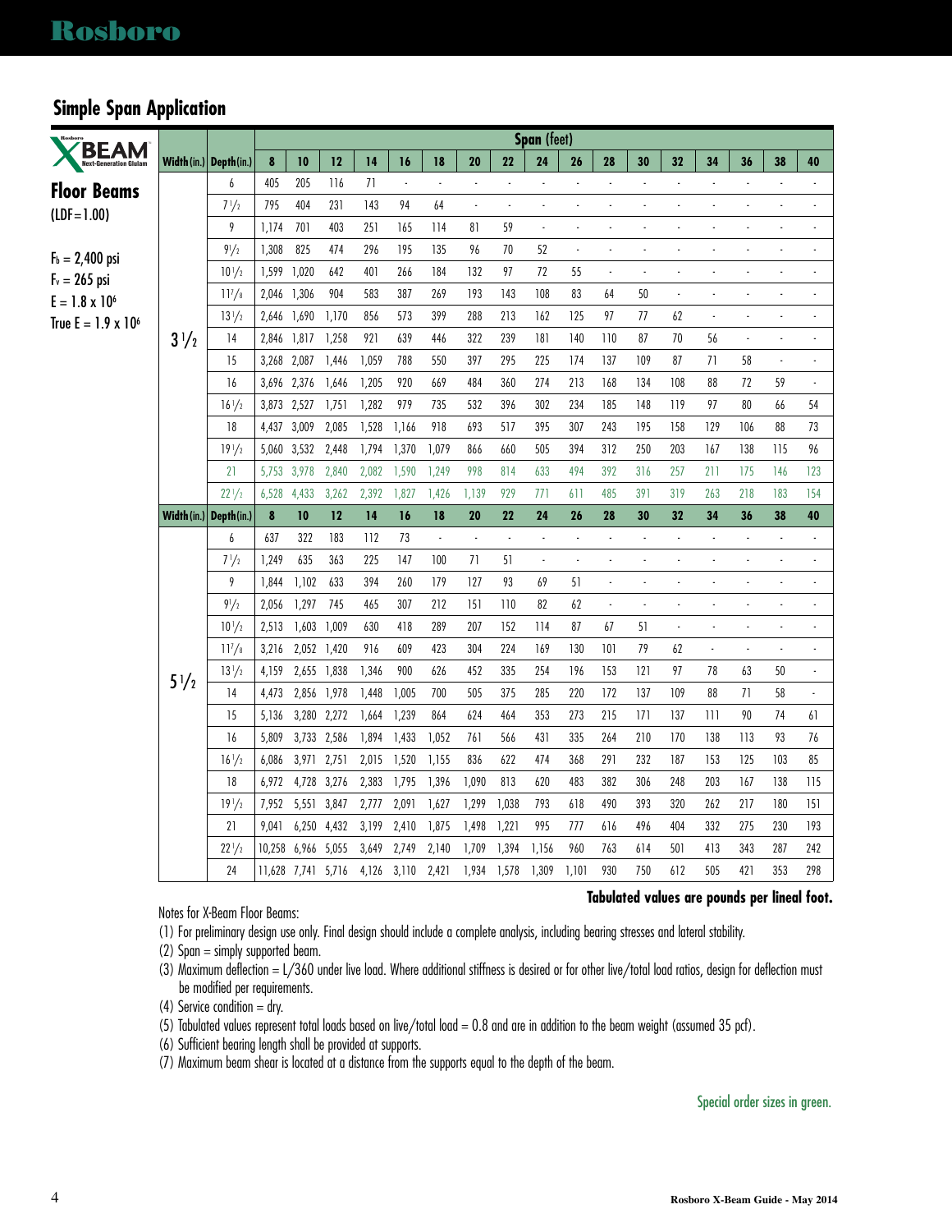## Simple Span Application

**X BEAM** Next-Generation Glulam

### Floor Beams

(LDF=1.00)

$F_b$ = 2,400 psi
$F_v$ = 265 psi
E = 1.8 x $10^6$
True E = 1.9 x $10^6$

| Width (in.) | Depth (in.) | Span (feet) 8 | 10 | 12 | 14 | 16 | 18 | 20 | 22 | 24 | 26 | 28 | 30 | 32 | 34 | 36 | 38 | 40 |
|---|---|---|---|---|---|---|---|---|---|---|---|---|---|---|---|---|---|---|
| 3 1/2 | 6 | 405 | 205 | 116 | 71 | - | - | - | - | - | - | - | - | - | - | - | - | - |
| | 7 1/2 | 795 | 404 | 231 | 143 | 94 | 64 | - | - | - | - | - | - | - | - | - | - | - |
| | 9 | 1,174 | 701 | 403 | 251 | 165 | 114 | 81 | 59 | - | - | - | - | - | - | - | - | - |
| | 9 1/2 | 1,308 | 825 | 474 | 296 | 195 | 135 | 96 | 70 | 52 | - | - | - | - | - | - | - | - |
| | 10 1/2 | 1,599 | 1,020 | 642 | 401 | 266 | 184 | 132 | 97 | 72 | 55 | - | - | - | - | - | - | - |
| | 11 7/8 | 2,046 | 1,306 | 904 | 583 | 387 | 269 | 193 | 143 | 108 | 83 | 64 | 50 | - | - | - | - | - |
| | 13 1/2 | 2,646 | 1,690 | 1,170 | 856 | 573 | 399 | 288 | 213 | 162 | 125 | 97 | 77 | 62 | - | - | - | - |
| | 14 | 2,846 | 1,817 | 1,258 | 921 | 639 | 446 | 322 | 239 | 181 | 140 | 110 | 87 | 70 | 56 | - | - | - |
| | 15 | 3,268 | 2,087 | 1,446 | 1,059 | 788 | 550 | 397 | 295 | 225 | 174 | 137 | 109 | 87 | 71 | 58 | - | - |
| | 16 | 3,696 | 2,376 | 1,646 | 1,205 | 920 | 669 | 484 | 360 | 274 | 213 | 168 | 134 | 108 | 88 | 72 | 59 | - |
| | 16 1/2 | 3,873 | 2,527 | 1,751 | 1,282 | 979 | 735 | 532 | 396 | 302 | 234 | 185 | 148 | 119 | 97 | 80 | 66 | 54 |
| | 18 | 4,437 | 3,009 | 2,085 | 1,528 | 1,166 | 918 | 693 | 517 | 395 | 307 | 243 | 195 | 158 | 129 | 106 | 88 | 73 |
| | 19 1/2 | 5,060 | 3,532 | 2,448 | 1,794 | 1,370 | 1,079 | 866 | 660 | 505 | 394 | 312 | 250 | 203 | 167 | 138 | 115 | 96 |
| | 21 | 5,753 | 3,978 | 2,840 | 2,082 | 1,590 | 1,249 | 998 | 814 | 633 | 494 | 392 | 316 | 257 | 211 | 175 | 146 | 123 |
| | 22 1/2 | 6,528 | 4,433 | 3,262 | 2,392 | 1,827 | 1,426 | 1,139 | 929 | 771 | 611 | 485 | 391 | 319 | 263 | 218 | 183 | 154 |
| **Width (in.)** | **Depth (in.)** | **8** | **10** | **12** | **14** | **16** | **18** | **20** | **22** | **24** | **26** | **28** | **30** | **32** | **34** | **36** | **38** | **40** |
| 5 1/2 | 6 | 637 | 322 | 183 | 112 | 73 | - | - | - | - | - | - | - | - | - | - | - | - |
| | 7 1/2 | 1,249 | 635 | 363 | 225 | 147 | 100 | 71 | 51 | - | - | - | - | - | - | - | - | - |
| | 9 | 1,844 | 1,102 | 633 | 394 | 260 | 179 | 127 | 93 | 69 | 51 | - | - | - | - | - | - | - |
| | 9 1/2 | 2,056 | 1,297 | 745 | 465 | 307 | 212 | 151 | 110 | 82 | 62 | - | - | - | - | - | - | - |
| | 10 1/2 | 2,513 | 1,603 | 1,009 | 630 | 418 | 289 | 207 | 152 | 114 | 87 | 67 | 51 | - | - | - | - | - |
| | 11 7/8 | 3,216 | 2,052 | 1,420 | 916 | 609 | 423 | 304 | 224 | 169 | 130 | 101 | 79 | 62 | - | - | - | - |
| | 13 1/2 | 4,159 | 2,655 | 1,838 | 1,346 | 900 | 626 | 452 | 335 | 254 | 196 | 153 | 121 | 97 | 78 | 63 | 50 | - |
| | 14 | 4,473 | 2,856 | 1,978 | 1,448 | 1,005 | 700 | 505 | 375 | 285 | 220 | 172 | 137 | 109 | 88 | 71 | 58 | - |
| | 15 | 5,136 | 3,280 | 2,272 | 1,664 | 1,239 | 864 | 624 | 464 | 353 | 273 | 215 | 171 | 137 | 111 | 90 | 74 | 61 |
| | 16 | 5,809 | 3,733 | 2,586 | 1,894 | 1,433 | 1,052 | 761 | 566 | 431 | 335 | 264 | 210 | 170 | 138 | 113 | 93 | 76 |
| | 16 1/2 | 6,086 | 3,971 | 2,751 | 2,015 | 1,520 | 1,155 | 836 | 622 | 474 | 368 | 291 | 232 | 187 | 153 | 125 | 103 | 85 |
| | 18 | 6,972 | 4,728 | 3,276 | 2,383 | 1,795 | 1,396 | 1,090 | 813 | 620 | 483 | 382 | 306 | 248 | 203 | 167 | 138 | 115 |
| | 19 1/2 | 7,952 | 5,551 | 3,847 | 2,777 | 2,091 | 1,627 | 1,299 | 1,038 | 793 | 618 | 490 | 393 | 320 | 262 | 217 | 180 | 151 |
| | 21 | 9,041 | 6,250 | 4,432 | 3,199 | 2,410 | 1,875 | 1,498 | 1,221 | 995 | 777 | 616 | 496 | 404 | 332 | 275 | 230 | 193 |
| | 22 1/2 | 10,258 | 6,966 | 5,055 | 3,649 | 2,749 | 2,140 | 1,709 | 1,394 | 1,156 | 960 | 763 | 614 | 501 | 413 | 343 | 287 | 242 |
| | 24 | 11,628 | 7,741 | 5,716 | 4,126 | 3,110 | 2,421 | 1,934 | 1,578 | 1,309 | 1,101 | 930 | 750 | 612 | 505 | 421 | 353 | 298 |

**Tabulated values are pounds per lineal foot.**

Notes for X-Beam Floor Beams:

(1) For preliminary design use only. Final design should include a complete analysis, including bearing stresses and lateral stability.
(2) Span = simply supported beam.
(3) Maximum deflection = L/360 under live load. Where additional stiffness is desired or for other live/total load ratios, design for deflection must be modified per requirements.
(4) Service condition = dry.
(5) Tabulated values represent total loads based on live/total load = 0.8 and are in addition to the beam weight (assumed 35 pcf).
(6) Sufficient bearing length shall be provided at supports.
(7) Maximum beam shear is located at a distance from the supports equal to the depth of the beam.

Special order sizes in green.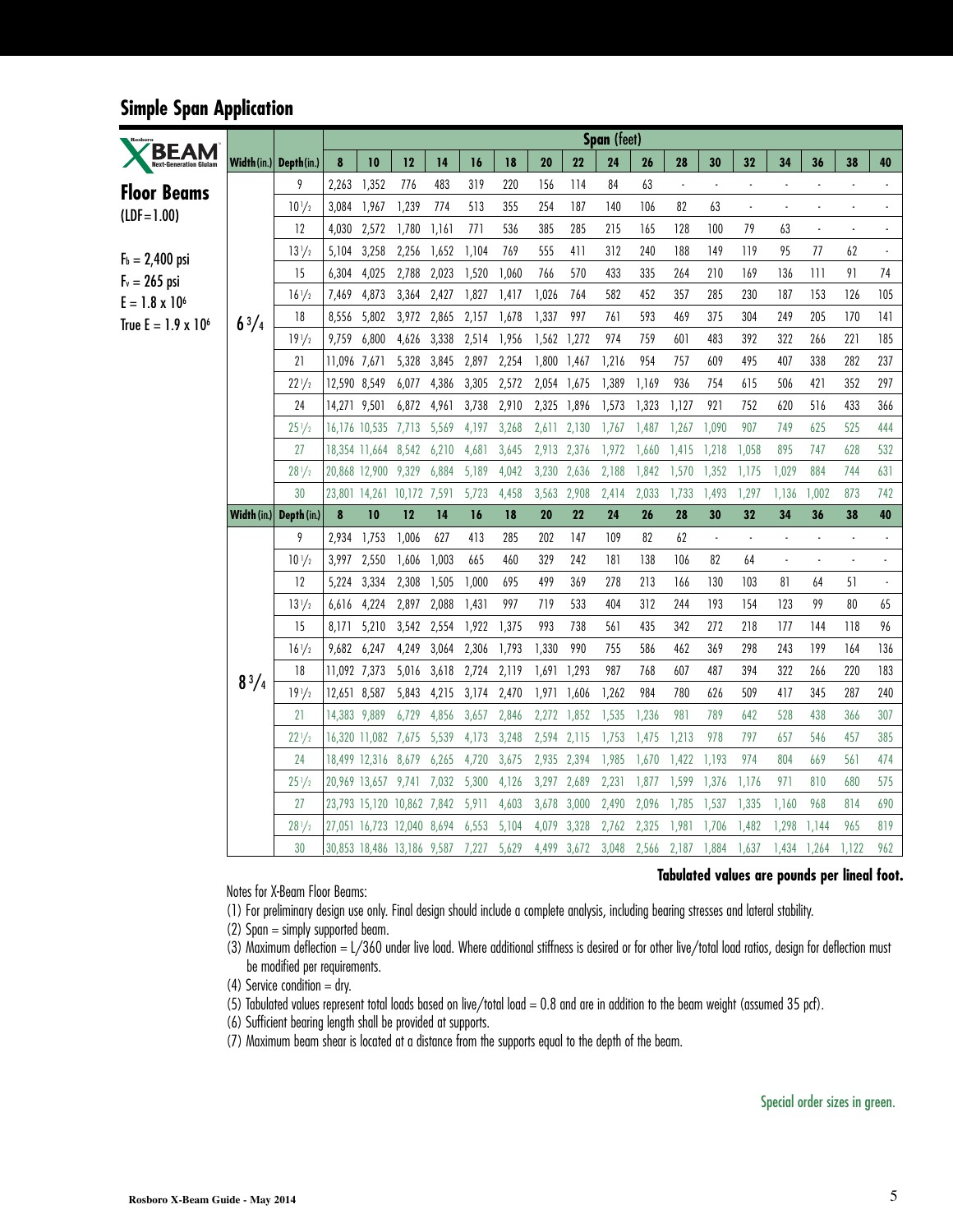## Simple Span Application

**X-BEAM** Next-Generation Glulam

### Floor Beams

(LDF=1.00)

$F_b$ = 2,400 psi
$F_v$ = 265 psi
E = 1.8 x $10^6$
True E = 1.9 x $10^6$

| Width (in.) | Depth (in.) | 8 | 10 | 12 | 14 | 16 | 18 | 20 | 22 | 24 | 26 | 28 | 30 | 32 | 34 | 36 | 38 | 40 |
|---|---|---|---|---|---|---|---|---|---|---|---|---|---|---|---|---|---|---|
| | | **Span (feet)** | | | | | | | | | | | | | | | | |
| 6 3/4 | 9 | 2,263 | 1,352 | 776 | 483 | 319 | 220 | 156 | 114 | 84 | 63 | - | - | - | - | - | - | - |
| | 10 1/2 | 3,084 | 1,967 | 1,239 | 774 | 513 | 355 | 254 | 187 | 140 | 106 | 82 | 63 | - | - | - | - | - |
| | 12 | 4,030 | 2,572 | 1,780 | 1,161 | 771 | 536 | 385 | 285 | 215 | 165 | 128 | 100 | 79 | 63 | - | - | - |
| | 13 1/2 | 5,104 | 3,258 | 2,256 | 1,652 | 1,104 | 769 | 555 | 411 | 312 | 240 | 188 | 149 | 119 | 95 | 77 | 62 | - |
| | 15 | 6,304 | 4,025 | 2,788 | 2,023 | 1,520 | 1,060 | 766 | 570 | 433 | 335 | 264 | 210 | 169 | 136 | 111 | 91 | 74 |
| | 16 1/2 | 7,469 | 4,873 | 3,364 | 2,427 | 1,827 | 1,417 | 1,026 | 764 | 582 | 452 | 357 | 285 | 230 | 187 | 153 | 126 | 105 |
| | 18 | 8,556 | 5,802 | 3,972 | 2,865 | 2,157 | 1,678 | 1,337 | 997 | 761 | 593 | 469 | 375 | 304 | 249 | 205 | 170 | 141 |
| | 19 1/2 | 9,759 | 6,800 | 4,626 | 3,338 | 2,514 | 1,956 | 1,562 | 1,272 | 974 | 759 | 601 | 483 | 392 | 322 | 266 | 221 | 185 |
| | 21 | 11,096 | 7,671 | 5,328 | 3,845 | 2,897 | 2,254 | 1,800 | 1,467 | 1,216 | 954 | 757 | 609 | 495 | 407 | 338 | 282 | 237 |
| | 22 1/2 | 12,590 | 8,549 | 6,077 | 4,386 | 3,305 | 2,572 | 2,054 | 1,675 | 1,389 | 1,169 | 936 | 754 | 615 | 506 | 421 | 352 | 297 |
| | 24 | 14,271 | 9,501 | 6,872 | 4,961 | 3,738 | 2,910 | 2,325 | 1,896 | 1,573 | 1,323 | 1,127 | 921 | 752 | 620 | 516 | 433 | 366 |
| | 25 1/2 | 16,176 | 10,535 | 7,713 | 5,569 | 4,197 | 3,268 | 2,611 | 2,130 | 1,767 | 1,487 | 1,267 | 1,090 | 907 | 749 | 625 | 525 | 444 |
| | 27 | 18,354 | 11,664 | 8,542 | 6,210 | 4,681 | 3,645 | 2,913 | 2,376 | 1,972 | 1,660 | 1,415 | 1,218 | 1,058 | 895 | 747 | 628 | 532 |
| | 28 1/2 | 20,868 | 12,900 | 9,329 | 6,884 | 5,189 | 4,042 | 3,230 | 2,636 | 2,188 | 1,842 | 1,570 | 1,352 | 1,175 | 1,029 | 884 | 744 | 631 |
| | 30 | 23,801 | 14,261 | 10,172 | 7,591 | 5,723 | 4,458 | 3,563 | 2,908 | 2,414 | 2,033 | 1,733 | 1,493 | 1,297 | 1,136 | 1,002 | 873 | 742 |
| **Width (in.)** | **Depth (in.)** | **8** | **10** | **12** | **14** | **16** | **18** | **20** | **22** | **24** | **26** | **28** | **30** | **32** | **34** | **36** | **38** | **40** |
| 8 3/4 | 9 | 2,934 | 1,753 | 1,006 | 627 | 413 | 285 | 202 | 147 | 109 | 82 | 62 | - | - | - | - | - | - |
| | 10 1/2 | 3,997 | 2,550 | 1,606 | 1,003 | 665 | 460 | 329 | 242 | 181 | 138 | 106 | 82 | 64 | - | - | - | - |
| | 12 | 5,224 | 3,334 | 2,308 | 1,505 | 1,000 | 695 | 499 | 369 | 278 | 213 | 166 | 130 | 103 | 81 | 64 | 51 | - |
| | 13 1/2 | 6,616 | 4,224 | 2,897 | 2,088 | 1,431 | 997 | 719 | 533 | 404 | 312 | 244 | 193 | 154 | 123 | 99 | 80 | 65 |
| | 15 | 8,171 | 5,210 | 3,542 | 2,554 | 1,922 | 1,375 | 993 | 738 | 561 | 435 | 342 | 272 | 218 | 177 | 144 | 118 | 96 |
| | 16 1/2 | 9,682 | 6,247 | 4,249 | 3,064 | 2,306 | 1,793 | 1,330 | 990 | 755 | 586 | 462 | 369 | 298 | 243 | 199 | 164 | 136 |
| | 18 | 11,092 | 7,373 | 5,016 | 3,618 | 2,724 | 2,119 | 1,691 | 1,293 | 987 | 768 | 607 | 487 | 394 | 322 | 266 | 220 | 183 |
| | 19 1/2 | 12,651 | 8,587 | 5,843 | 4,215 | 3,174 | 2,470 | 1,971 | 1,606 | 1,262 | 984 | 780 | 626 | 509 | 417 | 345 | 287 | 240 |
| | 21 | 14,383 | 9,889 | 6,729 | 4,856 | 3,657 | 2,846 | 2,272 | 1,852 | 1,535 | 1,236 | 981 | 789 | 642 | 528 | 438 | 366 | 307 |
| | 22 1/2 | 16,320 | 11,082 | 7,675 | 5,539 | 4,173 | 3,248 | 2,594 | 2,115 | 1,753 | 1,475 | 1,213 | 978 | 797 | 657 | 546 | 457 | 385 |
| | 24 | 18,499 | 12,316 | 8,679 | 6,265 | 4,720 | 3,675 | 2,935 | 2,394 | 1,985 | 1,670 | 1,422 | 1,193 | 974 | 804 | 669 | 561 | 474 |
| | 25 1/2 | 20,969 | 13,657 | 9,741 | 7,032 | 5,300 | 4,126 | 3,297 | 2,689 | 2,231 | 1,877 | 1,599 | 1,376 | 1,176 | 971 | 810 | 680 | 575 |
| | 27 | 23,793 | 15,120 | 10,862 | 7,842 | 5,911 | 4,603 | 3,678 | 3,000 | 2,490 | 2,096 | 1,785 | 1,537 | 1,335 | 1,160 | 968 | 814 | 690 |
| | 28 1/2 | 27,051 | 16,723 | 12,040 | 8,694 | 6,553 | 5,104 | 4,079 | 3,328 | 2,762 | 2,325 | 1,981 | 1,706 | 1,482 | 1,298 | 1,144 | 965 | 819 |
| | 30 | 30,853 | 18,486 | 13,186 | 9,587 | 7,227 | 5,629 | 4,499 | 3,672 | 3,048 | 2,566 | 2,187 | 1,884 | 1,637 | 1,434 | 1,264 | 1,122 | 962 |

**Tabulated values are pounds per lineal foot.**

Notes for X-Beam Floor Beams:

(1) For preliminary design use only. Final design should include a complete analysis, including bearing stresses and lateral stability.
(2) Span = simply supported beam.
(3) Maximum deflection = L/360 under live load. Where additional stiffness is desired or for other live/total load ratios, design for deflection must be modified per requirements.
(4) Service condition = dry.
(5) Tabulated values represent total loads based on live/total load = 0.8 and are in addition to the beam weight (assumed 35 pcf).
(6) Sufficient bearing length shall be provided at supports.
(7) Maximum beam shear is located at a distance from the supports equal to the depth of the beam.

Special order sizes in green.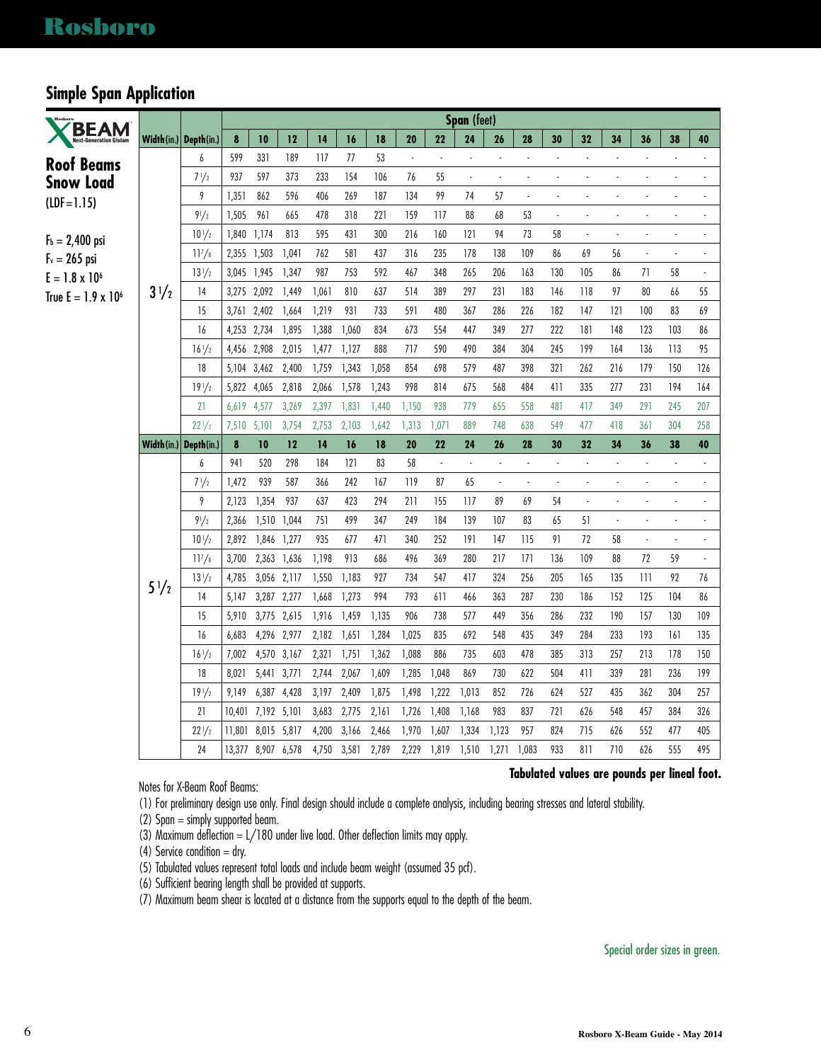## Simple Span Application

**X-BEAM** Next-Generation Glulam

### Roof Beams Snow Load

(LDF=1.15)

$F_b$ = 2,400 psi
$F_v$ = 265 psi
E = 1.8 x $10^6$
True E = 1.9 x $10^6$

| Width (in.) | Depth (in.) | Span (feet) 8 | 10 | 12 | 14 | 16 | 18 | 20 | 22 | 24 | 26 | 28 | 30 | 32 | 34 | 36 | 38 | 40 |
|---|---|---|---|---|---|---|---|---|---|---|---|---|---|---|---|---|---|---|
| 3 1/2 | 6 | 599 | 331 | 189 | 117 | 77 | 53 | - | - | - | - | - | - | - | - | - | - | - |
| | 7 1/2 | 937 | 597 | 373 | 233 | 154 | 106 | 76 | 55 | - | - | - | - | - | - | - | - | - |
| | 9 | 1,351 | 862 | 596 | 406 | 269 | 187 | 134 | 99 | 74 | 57 | - | - | - | - | - | - | - |
| | 9 1/2 | 1,505 | 961 | 665 | 478 | 318 | 221 | 159 | 117 | 88 | 68 | 53 | - | - | - | - | - | - |
| | 10 1/2 | 1,840 | 1,174 | 813 | 595 | 431 | 300 | 216 | 160 | 121 | 94 | 73 | 58 | - | - | - | - | - |
| | 11 7/8 | 2,355 | 1,503 | 1,041 | 762 | 581 | 437 | 316 | 235 | 178 | 138 | 109 | 86 | 69 | 56 | - | - | - |
| | 13 1/2 | 3,045 | 1,945 | 1,347 | 987 | 753 | 592 | 467 | 348 | 265 | 206 | 163 | 130 | 105 | 86 | 71 | 58 | - |
| | 14 | 3,275 | 2,092 | 1,449 | 1,061 | 810 | 637 | 514 | 389 | 297 | 231 | 183 | 146 | 118 | 97 | 80 | 66 | 55 |
| | 15 | 3,761 | 2,402 | 1,664 | 1,219 | 931 | 733 | 591 | 480 | 367 | 286 | 226 | 182 | 147 | 121 | 100 | 83 | 69 |
| | 16 | 4,253 | 2,734 | 1,895 | 1,388 | 1,060 | 834 | 673 | 554 | 447 | 349 | 277 | 222 | 181 | 148 | 123 | 103 | 86 |
| | 16 1/2 | 4,456 | 2,908 | 2,015 | 1,477 | 1,127 | 888 | 717 | 590 | 490 | 384 | 304 | 245 | 199 | 164 | 136 | 113 | 95 |
| | 18 | 5,104 | 3,462 | 2,400 | 1,759 | 1,343 | 1,058 | 854 | 698 | 579 | 487 | 398 | 321 | 262 | 216 | 179 | 150 | 126 |
| | 19 1/2 | 5,822 | 4,065 | 2,818 | 2,066 | 1,578 | 1,243 | 998 | 814 | 675 | 568 | 484 | 411 | 335 | 277 | 231 | 194 | 164 |
| | 21 | 6,619 | 4,577 | 3,269 | 2,397 | 1,831 | 1,440 | 1,150 | 938 | 779 | 655 | 558 | 481 | 417 | 349 | 291 | 245 | 207 |
| | 22 1/2 | 7,510 | 5,101 | 3,754 | 2,753 | 2,103 | 1,642 | 1,313 | 1,071 | 889 | 748 | 638 | 549 | 477 | 418 | 361 | 304 | 258 |
| **Width (in.)** | **Depth (in.)** | **8** | **10** | **12** | **14** | **16** | **18** | **20** | **22** | **24** | **26** | **28** | **30** | **32** | **34** | **36** | **38** | **40** |
| 5 1/2 | 6 | 941 | 520 | 298 | 184 | 121 | 83 | 58 | - | - | - | - | - | - | - | - | - | - |
| | 7 1/2 | 1,472 | 939 | 587 | 366 | 242 | 167 | 119 | 87 | 65 | - | - | - | - | - | - | - | - |
| | 9 | 2,123 | 1,354 | 937 | 637 | 423 | 294 | 211 | 155 | 117 | 89 | 69 | 54 | - | - | - | - | - |
| | 9 1/2 | 2,366 | 1,510 | 1,044 | 751 | 499 | 347 | 249 | 184 | 139 | 107 | 83 | 65 | 51 | - | - | - | - |
| | 10 1/2 | 2,892 | 1,846 | 1,277 | 935 | 677 | 471 | 340 | 252 | 191 | 147 | 115 | 91 | 72 | 58 | - | - | - |
| | 11 7/8 | 3,700 | 2,363 | 1,636 | 1,198 | 913 | 686 | 496 | 369 | 280 | 217 | 171 | 136 | 109 | 88 | 72 | 59 | - |
| | 13 1/2 | 4,785 | 3,056 | 2,117 | 1,550 | 1,183 | 927 | 734 | 547 | 417 | 324 | 256 | 205 | 165 | 135 | 111 | 92 | 76 |
| | 14 | 5,147 | 3,287 | 2,277 | 1,668 | 1,273 | 994 | 793 | 611 | 466 | 363 | 287 | 230 | 186 | 152 | 125 | 104 | 86 |
| | 15 | 5,910 | 3,775 | 2,615 | 1,916 | 1,459 | 1,135 | 906 | 738 | 577 | 449 | 356 | 286 | 232 | 190 | 157 | 130 | 109 |
| | 16 | 6,683 | 4,296 | 2,977 | 2,182 | 1,651 | 1,284 | 1,025 | 835 | 692 | 548 | 435 | 349 | 284 | 233 | 193 | 161 | 135 |
| | 16 1/2 | 7,002 | 4,570 | 3,167 | 2,321 | 1,751 | 1,362 | 1,088 | 886 | 735 | 603 | 478 | 385 | 313 | 257 | 213 | 178 | 150 |
| | 18 | 8,021 | 5,441 | 3,771 | 2,744 | 2,067 | 1,609 | 1,285 | 1,048 | 869 | 730 | 622 | 504 | 411 | 339 | 281 | 236 | 199 |
| | 19 1/2 | 9,149 | 6,387 | 4,428 | 3,197 | 2,409 | 1,875 | 1,498 | 1,222 | 1,013 | 852 | 726 | 624 | 527 | 435 | 362 | 304 | 257 |
| | 21 | 10,401 | 7,192 | 5,101 | 3,683 | 2,775 | 2,161 | 1,726 | 1,408 | 1,168 | 983 | 837 | 721 | 626 | 548 | 457 | 384 | 326 |
| | 22 1/2 | 11,801 | 8,015 | 5,817 | 4,200 | 3,166 | 2,466 | 1,970 | 1,607 | 1,334 | 1,123 | 957 | 824 | 715 | 626 | 552 | 477 | 405 |
| | 24 | 13,377 | 8,907 | 6,578 | 4,750 | 3,581 | 2,789 | 2,229 | 1,819 | 1,510 | 1,271 | 1,083 | 933 | 811 | 710 | 626 | 555 | 495 |

**Tabulated values are pounds per lineal foot.**

Notes for X-Beam Roof Beams:

(1) For preliminary design use only. Final design should include a complete analysis, including bearing stresses and lateral stability.
(2) Span = simply supported beam.
(3) Maximum deflection = L/180 under live load. Other deflection limits may apply.
(4) Service condition = dry.
(5) Tabulated values represent total loads and include beam weight (assumed 35 pcf).
(6) Sufficient bearing length shall be provided at supports.
(7) Maximum beam shear is located at a distance from the supports equal to the depth of the beam.

Special order sizes in green.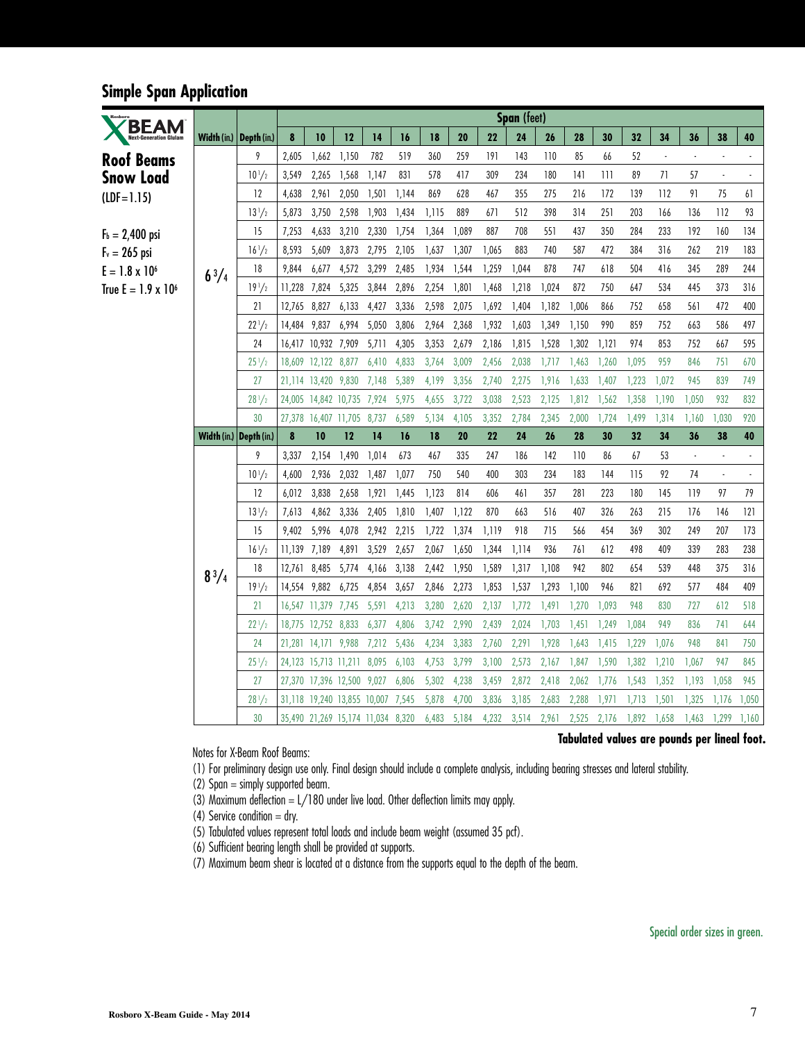## Simple Span Application

**X-BEAM** Next-Generation Glulam

### Roof Beams Snow Load

(LDF=1.15)

$F_b$ = 2,400 psi
$F_v$ = 265 psi
E = 1.8 x $10^6$
True E = 1.9 x $10^6$

| Width (in.) | Depth (in.) | Span (feet) 8 | 10 | 12 | 14 | 16 | 18 | 20 | 22 | 24 | 26 | 28 | 30 | 32 | 34 | 36 | 38 | 40 |
|---|---|---|---|---|---|---|---|---|---|---|---|---|---|---|---|---|---|---|
| 6 3/4 | 9 | 2,605 | 1,662 | 1,150 | 782 | 519 | 360 | 259 | 191 | 143 | 110 | 85 | 66 | 52 | - | - | - | - |
| | 10 1/2 | 3,549 | 2,265 | 1,568 | 1,147 | 831 | 578 | 417 | 309 | 234 | 180 | 141 | 111 | 89 | 71 | 57 | - | - |
| | 12 | 4,638 | 2,961 | 2,050 | 1,501 | 1,144 | 869 | 628 | 467 | 355 | 275 | 216 | 172 | 139 | 112 | 91 | 75 | 61 |
| | 13 1/2 | 5,873 | 3,750 | 2,598 | 1,903 | 1,434 | 1,115 | 889 | 671 | 512 | 398 | 314 | 251 | 203 | 166 | 136 | 112 | 93 |
| | 15 | 7,253 | 4,633 | 3,210 | 2,330 | 1,754 | 1,364 | 1,089 | 887 | 708 | 551 | 437 | 350 | 284 | 233 | 192 | 160 | 134 |
| | 16 1/2 | 8,593 | 5,609 | 3,873 | 2,795 | 2,105 | 1,637 | 1,307 | 1,065 | 883 | 740 | 587 | 472 | 384 | 316 | 262 | 219 | 183 |
| | 18 | 9,844 | 6,677 | 4,572 | 3,299 | 2,485 | 1,934 | 1,544 | 1,259 | 1,044 | 878 | 747 | 618 | 504 | 416 | 345 | 289 | 244 |
| | 19 1/2 | 11,228 | 7,824 | 5,325 | 3,844 | 2,896 | 2,254 | 1,801 | 1,468 | 1,218 | 1,024 | 872 | 750 | 647 | 534 | 445 | 373 | 316 |
| | 21 | 12,765 | 8,827 | 6,133 | 4,427 | 3,336 | 2,598 | 2,075 | 1,692 | 1,404 | 1,182 | 1,006 | 866 | 752 | 658 | 561 | 472 | 400 |
| | 22 1/2 | 14,484 | 9,837 | 6,994 | 5,050 | 3,806 | 2,964 | 2,368 | 1,932 | 1,603 | 1,349 | 1,150 | 990 | 859 | 752 | 663 | 586 | 497 |
| | 24 | 16,417 | 10,932 | 7,909 | 5,711 | 4,305 | 3,353 | 2,679 | 2,186 | 1,815 | 1,528 | 1,302 | 1,121 | 974 | 853 | 752 | 667 | 595 |
| | 25 1/2 | 18,609 | 12,122 | 8,877 | 6,410 | 4,833 | 3,764 | 3,009 | 2,456 | 2,038 | 1,717 | 1,463 | 1,260 | 1,095 | 959 | 846 | 751 | 670 |
| | 27 | 21,114 | 13,420 | 9,830 | 7,148 | 5,389 | 4,199 | 3,356 | 2,740 | 2,275 | 1,916 | 1,633 | 1,407 | 1,223 | 1,072 | 945 | 839 | 749 |
| | 28 1/2 | 24,005 | 14,842 | 10,735 | 7,924 | 5,975 | 4,655 | 3,722 | 3,038 | 2,523 | 2,125 | 1,812 | 1,562 | 1,358 | 1,190 | 1,050 | 932 | 832 |
| | 30 | 27,378 | 16,407 | 11,705 | 8,737 | 6,589 | 5,134 | 4,105 | 3,352 | 2,784 | 2,345 | 2,000 | 1,724 | 1,499 | 1,314 | 1,160 | 1,030 | 920 |
| **Width (in.)** | **Depth (in.)** | **8** | **10** | **12** | **14** | **16** | **18** | **20** | **22** | **24** | **26** | **28** | **30** | **32** | **34** | **36** | **38** | **40** |
| 8 3/4 | 9 | 3,337 | 2,154 | 1,490 | 1,014 | 673 | 467 | 335 | 247 | 186 | 142 | 110 | 86 | 67 | 53 | - | - | - |
| | 10 1/2 | 4,600 | 2,936 | 2,032 | 1,487 | 1,077 | 750 | 540 | 400 | 303 | 234 | 183 | 144 | 115 | 92 | 74 | - | - |
| | 12 | 6,012 | 3,838 | 2,658 | 1,921 | 1,445 | 1,123 | 814 | 606 | 461 | 357 | 281 | 223 | 180 | 145 | 119 | 97 | 79 |
| | 13 1/2 | 7,613 | 4,862 | 3,336 | 2,405 | 1,810 | 1,407 | 1,122 | 870 | 663 | 516 | 407 | 326 | 263 | 215 | 176 | 146 | 121 |
| | 15 | 9,402 | 5,996 | 4,078 | 2,942 | 2,215 | 1,722 | 1,374 | 1,119 | 918 | 715 | 566 | 454 | 369 | 302 | 249 | 207 | 173 |
| | 16 1/2 | 11,139 | 7,189 | 4,891 | 3,529 | 2,657 | 2,067 | 1,650 | 1,344 | 1,114 | 936 | 761 | 612 | 498 | 409 | 339 | 283 | 238 |
| | 18 | 12,761 | 8,485 | 5,774 | 4,166 | 3,138 | 2,442 | 1,950 | 1,589 | 1,317 | 1,108 | 942 | 802 | 654 | 539 | 448 | 375 | 316 |
| | 19 1/2 | 14,554 | 9,882 | 6,725 | 4,854 | 3,657 | 2,846 | 2,273 | 1,853 | 1,537 | 1,293 | 1,100 | 946 | 821 | 692 | 577 | 484 | 409 |
| | 21 | 16,547 | 11,379 | 7,745 | 5,591 | 4,213 | 3,280 | 2,620 | 2,137 | 1,772 | 1,491 | 1,270 | 1,093 | 948 | 830 | 727 | 612 | 518 |
| | 22 1/2 | 18,775 | 12,752 | 8,833 | 6,377 | 4,806 | 3,742 | 2,990 | 2,439 | 2,024 | 1,703 | 1,451 | 1,249 | 1,084 | 949 | 836 | 741 | 644 |
| | 24 | 21,281 | 14,171 | 9,988 | 7,212 | 5,436 | 4,234 | 3,383 | 2,760 | 2,291 | 1,928 | 1,643 | 1,415 | 1,229 | 1,076 | 948 | 841 | 750 |
| | 25 1/2 | 24,123 | 15,713 | 11,211 | 8,095 | 6,103 | 4,753 | 3,799 | 3,100 | 2,573 | 2,167 | 1,847 | 1,590 | 1,382 | 1,210 | 1,067 | 947 | 845 |
| | 27 | 27,370 | 17,396 | 12,500 | 9,027 | 6,806 | 5,302 | 4,238 | 3,459 | 2,872 | 2,418 | 2,062 | 1,776 | 1,543 | 1,352 | 1,193 | 1,058 | 945 |
| | 28 1/2 | 31,118 | 19,240 | 13,855 | 10,007 | 7,545 | 5,878 | 4,700 | 3,836 | 3,185 | 2,683 | 2,288 | 1,971 | 1,713 | 1,501 | 1,325 | 1,176 | 1,050 |
| | 30 | 35,490 | 21,269 | 15,174 | 11,034 | 8,320 | 6,483 | 5,184 | 4,232 | 3,514 | 2,961 | 2,525 | 2,176 | 1,892 | 1,658 | 1,463 | 1,299 | 1,160 |

**Tabulated values are pounds per lineal foot.**

Notes for X-Beam Roof Beams:

(1) For preliminary design use only. Final design should include a complete analysis, including bearing stresses and lateral stability.
(2) Span = simply supported beam.
(3) Maximum deflection = L/180 under live load. Other deflection limits may apply.
(4) Service condition = dry.
(5) Tabulated values represent total loads and include beam weight (assumed 35 pcf).
(6) Sufficient bearing length shall be provided at supports.
(7) Maximum beam shear is located at a distance from the supports equal to the depth of the beam.

Special order sizes in green.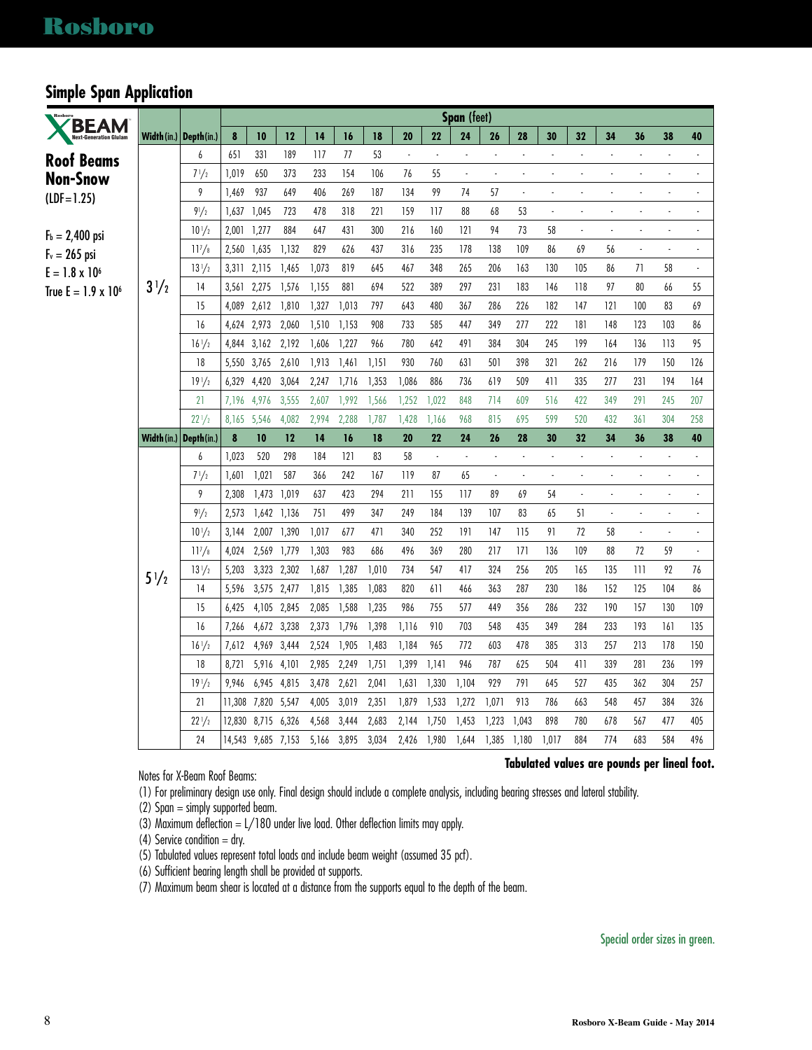## Simple Span Application

**X BEAM** Next-Generation Glulam

### Roof Beams Non-Snow

(LDF=1.25)

$F_b$ = 2,400 psi
$F_v$ = 265 psi
E = 1.8 x $10^6$
True E = 1.9 x $10^6$

| Width (in.) | Depth (in.) | 8 | 10 | 12 | 14 | 16 | 18 | 20 | 22 | 24 | 26 | 28 | 30 | 32 | 34 | 36 | 38 | 40 |
|---|---|---|---|---|---|---|---|---|---|---|---|---|---|---|---|---|---|---|
| | | **Span (feet)** | | | | | | | | | | | | | | | | |
| 3 1/2 | 6 | 651 | 331 | 189 | 117 | 77 | 53 | - | - | - | - | - | - | - | - | - | - | - |
| | 7 1/2 | 1,019 | 650 | 373 | 233 | 154 | 106 | 76 | 55 | - | - | - | - | - | - | - | - | - |
| | 9 | 1,469 | 937 | 649 | 406 | 269 | 187 | 134 | 99 | 74 | 57 | - | - | - | - | - | - | - |
| | 9 1/2 | 1,637 | 1,045 | 723 | 478 | 318 | 221 | 159 | 117 | 88 | 68 | 53 | - | - | - | - | - | - |
| | 10 1/2 | 2,001 | 1,277 | 884 | 647 | 431 | 300 | 216 | 160 | 121 | 94 | 73 | 58 | - | - | - | - | - |
| | 11 7/8 | 2,560 | 1,635 | 1,132 | 829 | 626 | 437 | 316 | 235 | 178 | 138 | 109 | 86 | 69 | 56 | - | - | - |
| | 13 1/2 | 3,311 | 2,115 | 1,465 | 1,073 | 819 | 645 | 467 | 348 | 265 | 206 | 163 | 130 | 105 | 86 | 71 | 58 | - |
| | 14 | 3,561 | 2,275 | 1,576 | 1,155 | 881 | 694 | 522 | 389 | 297 | 231 | 183 | 146 | 118 | 97 | 80 | 66 | 55 |
| | 15 | 4,089 | 2,612 | 1,810 | 1,327 | 1,013 | 797 | 643 | 480 | 367 | 286 | 226 | 182 | 147 | 121 | 100 | 83 | 69 |
| | 16 | 4,624 | 2,973 | 2,060 | 1,510 | 1,153 | 908 | 733 | 585 | 447 | 349 | 277 | 222 | 181 | 148 | 123 | 103 | 86 |
| | 16 1/2 | 4,844 | 3,162 | 2,192 | 1,606 | 1,227 | 966 | 780 | 642 | 491 | 384 | 304 | 245 | 199 | 164 | 136 | 113 | 95 |
| | 18 | 5,550 | 3,765 | 2,610 | 1,913 | 1,461 | 1,151 | 930 | 760 | 631 | 501 | 398 | 321 | 262 | 216 | 179 | 150 | 126 |
| | 19 1/2 | 6,329 | 4,420 | 3,064 | 2,247 | 1,716 | 1,353 | 1,086 | 886 | 736 | 619 | 509 | 411 | 335 | 277 | 231 | 194 | 164 |
| | 21 | 7,196 | 4,976 | 3,555 | 2,607 | 1,992 | 1,566 | 1,252 | 1,022 | 848 | 714 | 609 | 516 | 422 | 349 | 291 | 245 | 207 |
| | 22 1/2 | 8,165 | 5,546 | 4,082 | 2,994 | 2,288 | 1,787 | 1,428 | 1,166 | 968 | 815 | 695 | 599 | 520 | 432 | 361 | 304 | 258 |
| **Width (in.)** | **Depth (in.)** | **8** | **10** | **12** | **14** | **16** | **18** | **20** | **22** | **24** | **26** | **28** | **30** | **32** | **34** | **36** | **38** | **40** |
| 5 1/2 | 6 | 1,023 | 520 | 298 | 184 | 121 | 83 | 58 | - | - | - | - | - | - | - | - | - | - |
| | 7 1/2 | 1,601 | 1,021 | 587 | 366 | 242 | 167 | 119 | 87 | 65 | - | - | - | - | - | - | - | - |
| | 9 | 2,308 | 1,473 | 1,019 | 637 | 423 | 294 | 211 | 155 | 117 | 89 | 69 | 54 | - | - | - | - | - |
| | 9 1/2 | 2,573 | 1,642 | 1,136 | 751 | 499 | 347 | 249 | 184 | 139 | 107 | 83 | 65 | 51 | - | - | - | - |
| | 10 1/2 | 3,144 | 2,007 | 1,390 | 1,017 | 677 | 471 | 340 | 252 | 191 | 147 | 115 | 91 | 72 | 58 | - | - | - |
| | 11 7/8 | 4,024 | 2,569 | 1,779 | 1,303 | 983 | 686 | 496 | 369 | 280 | 217 | 171 | 136 | 109 | 88 | 72 | 59 | - |
| | 13 1/2 | 5,203 | 3,323 | 2,302 | 1,687 | 1,287 | 1,010 | 734 | 547 | 417 | 324 | 256 | 205 | 165 | 135 | 111 | 92 | 76 |
| | 14 | 5,596 | 3,575 | 2,477 | 1,815 | 1,385 | 1,083 | 820 | 611 | 466 | 363 | 287 | 230 | 186 | 152 | 125 | 104 | 86 |
| | 15 | 6,425 | 4,105 | 2,845 | 2,085 | 1,588 | 1,235 | 986 | 755 | 577 | 449 | 356 | 286 | 232 | 190 | 157 | 130 | 109 |
| | 16 | 7,266 | 4,672 | 3,238 | 2,373 | 1,796 | 1,398 | 1,116 | 910 | 703 | 548 | 435 | 349 | 284 | 233 | 193 | 161 | 135 |
| | 16 1/2 | 7,612 | 4,969 | 3,444 | 2,524 | 1,905 | 1,483 | 1,184 | 965 | 772 | 603 | 478 | 385 | 313 | 257 | 213 | 178 | 150 |
| | 18 | 8,721 | 5,916 | 4,101 | 2,985 | 2,249 | 1,751 | 1,399 | 1,141 | 946 | 787 | 625 | 504 | 411 | 339 | 281 | 236 | 199 |
| | 19 1/2 | 9,946 | 6,945 | 4,815 | 3,478 | 2,621 | 2,041 | 1,631 | 1,330 | 1,104 | 929 | 791 | 645 | 527 | 435 | 362 | 304 | 257 |
| | 21 | 11,308 | 7,820 | 5,547 | 4,005 | 3,019 | 2,351 | 1,879 | 1,533 | 1,272 | 1,071 | 913 | 786 | 663 | 548 | 457 | 384 | 326 |
| | 22 1/2 | 12,830 | 8,715 | 6,326 | 4,568 | 3,444 | 2,683 | 2,144 | 1,750 | 1,453 | 1,223 | 1,043 | 898 | 780 | 678 | 567 | 477 | 405 |
| | 24 | 14,543 | 9,685 | 7,153 | 5,166 | 3,895 | 3,034 | 2,426 | 1,980 | 1,644 | 1,385 | 1,180 | 1,017 | 884 | 774 | 683 | 584 | 496 |

**Tabulated values are pounds per lineal foot.**

Notes for X-Beam Roof Beams:

(1) For preliminary design use only. Final design should include a complete analysis, including bearing stresses and lateral stability.
(2) Span = simply supported beam.
(3) Maximum deflection = L/180 under live load. Other deflection limits may apply.
(4) Service condition = dry.
(5) Tabulated values represent total loads and include beam weight (assumed 35 pcf).
(6) Sufficient bearing length shall be provided at supports.
(7) Maximum beam shear is located at a distance from the supports equal to the depth of the beam.

Special order sizes in green.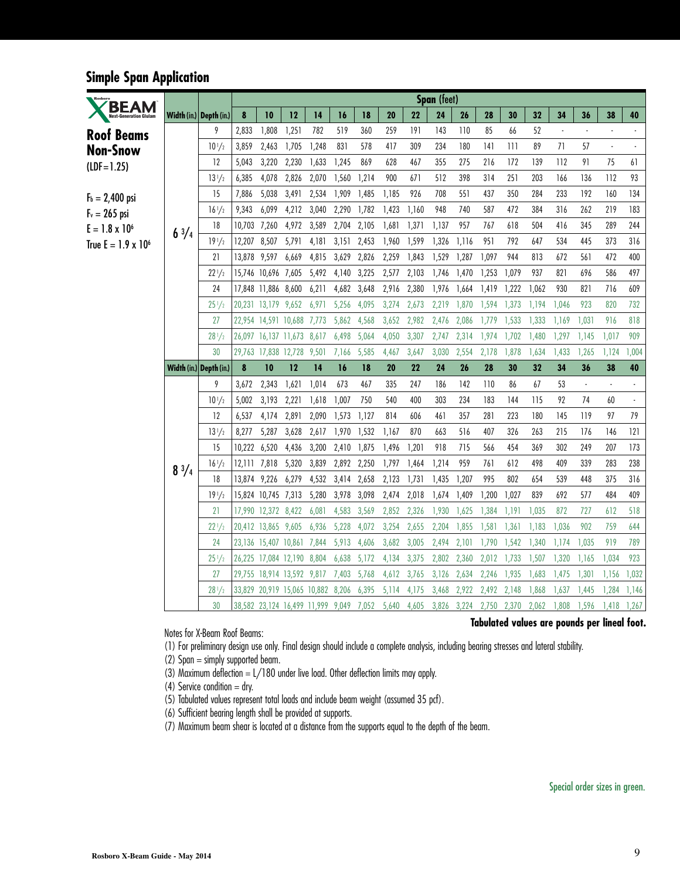## Simple Span Application

**X-BEAM Next-Generation Glulam**

### Roof Beams Non-Snow

(LDF=1.25)

$F_b$ = 2,400 psi
$F_v$ = 265 psi
E = 1.8 x $10^6$
True E = 1.9 x $10^6$

| Width (in.) | Depth (in.) | 8 | 10 | 12 | 14 | 16 | 18 | 20 | 22 | 24 | 26 | 28 | 30 | 32 | 34 | 36 | 38 | 40 |
|---|---|---|---|---|---|---|---|---|---|---|---|---|---|---|---|---|---|---|
| | | **Span (feet)** | | | | | | | | | | | | | | | | |
| 6 3/4 | 9 | 2,833 | 1,808 | 1,251 | 782 | 519 | 360 | 259 | 191 | 143 | 110 | 85 | 66 | 52 | - | - | - | - |
| | 10 1/2 | 3,859 | 2,463 | 1,705 | 1,248 | 831 | 578 | 417 | 309 | 234 | 180 | 141 | 111 | 89 | 71 | 57 | - | - |
| | 12 | 5,043 | 3,220 | 2,230 | 1,633 | 1,245 | 869 | 628 | 467 | 355 | 275 | 216 | 172 | 139 | 112 | 91 | 75 | 61 |
| | 13 1/2 | 6,385 | 4,078 | 2,826 | 2,070 | 1,560 | 1,214 | 900 | 671 | 512 | 398 | 314 | 251 | 203 | 166 | 136 | 112 | 93 |
| | 15 | 7,886 | 5,038 | 3,491 | 2,534 | 1,909 | 1,485 | 1,185 | 926 | 708 | 551 | 437 | 350 | 284 | 233 | 192 | 160 | 134 |
| | 16 1/2 | 9,343 | 6,099 | 4,212 | 3,040 | 2,290 | 1,782 | 1,423 | 1,160 | 948 | 740 | 587 | 472 | 384 | 316 | 262 | 219 | 183 |
| | 18 | 10,703 | 7,260 | 4,972 | 3,589 | 2,704 | 2,105 | 1,681 | 1,371 | 1,137 | 957 | 767 | 618 | 504 | 416 | 345 | 289 | 244 |
| | 19 1/2 | 12,207 | 8,507 | 5,791 | 4,181 | 3,151 | 2,453 | 1,960 | 1,599 | 1,326 | 1,116 | 951 | 792 | 647 | 534 | 445 | 373 | 316 |
| | 21 | 13,878 | 9,597 | 6,669 | 4,815 | 3,629 | 2,826 | 2,259 | 1,843 | 1,529 | 1,287 | 1,097 | 944 | 813 | 672 | 561 | 472 | 400 |
| | 22 1/2 | 15,746 | 10,696 | 7,605 | 5,492 | 4,140 | 3,225 | 2,577 | 2,103 | 1,746 | 1,470 | 1,253 | 1,079 | 937 | 821 | 696 | 586 | 497 |
| | 24 | 17,848 | 11,886 | 8,600 | 6,211 | 4,682 | 3,648 | 2,916 | 2,380 | 1,976 | 1,664 | 1,419 | 1,222 | 1,062 | 930 | 821 | 716 | 609 |
| | 25 1/2 | 20,231 | 13,179 | 9,652 | 6,971 | 5,256 | 4,095 | 3,274 | 2,673 | 2,219 | 1,870 | 1,594 | 1,373 | 1,194 | 1,046 | 923 | 820 | 732 |
| | 27 | 22,954 | 14,591 | 10,688 | 7,773 | 5,862 | 4,568 | 3,652 | 2,982 | 2,476 | 2,086 | 1,779 | 1,533 | 1,333 | 1,169 | 1,031 | 916 | 818 |
| | 28 1/2 | 26,097 | 16,137 | 11,673 | 8,617 | 6,498 | 5,064 | 4,050 | 3,307 | 2,747 | 2,314 | 1,974 | 1,702 | 1,480 | 1,297 | 1,145 | 1,017 | 909 |
| | 30 | 29,763 | 17,838 | 12,728 | 9,501 | 7,166 | 5,585 | 4,467 | 3,647 | 3,030 | 2,554 | 2,178 | 1,878 | 1,634 | 1,433 | 1,265 | 1,124 | 1,004 |
| **Width (in.)** | **Depth (in.)** | **8** | **10** | **12** | **14** | **16** | **18** | **20** | **22** | **24** | **26** | **28** | **30** | **32** | **34** | **36** | **38** | **40** |
| 8 3/4 | 9 | 3,672 | 2,343 | 1,621 | 1,014 | 673 | 467 | 335 | 247 | 186 | 142 | 110 | 86 | 67 | 53 | - | - | - |
| | 10 1/2 | 5,002 | 3,193 | 2,221 | 1,618 | 1,007 | 750 | 540 | 400 | 303 | 234 | 183 | 144 | 115 | 92 | 74 | 60 | - |
| | 12 | 6,537 | 4,174 | 2,891 | 2,090 | 1,573 | 1,127 | 814 | 606 | 461 | 357 | 281 | 223 | 180 | 145 | 119 | 97 | 79 |
| | 13 1/2 | 8,277 | 5,287 | 3,628 | 2,617 | 1,970 | 1,532 | 1,167 | 870 | 663 | 516 | 407 | 326 | 263 | 215 | 176 | 146 | 121 |
| | 15 | 10,222 | 6,520 | 4,436 | 3,200 | 2,410 | 1,875 | 1,496 | 1,201 | 918 | 715 | 566 | 454 | 369 | 302 | 249 | 207 | 173 |
| | 16 1/2 | 12,111 | 7,818 | 5,320 | 3,839 | 2,892 | 2,250 | 1,797 | 1,464 | 1,214 | 959 | 761 | 612 | 498 | 409 | 339 | 283 | 238 |
| | 18 | 13,874 | 9,226 | 6,279 | 4,532 | 3,414 | 2,658 | 2,123 | 1,731 | 1,435 | 1,207 | 995 | 802 | 654 | 539 | 448 | 375 | 316 |
| | 19 1/2 | 15,824 | 10,745 | 7,313 | 5,280 | 3,978 | 3,098 | 2,474 | 2,018 | 1,674 | 1,409 | 1,200 | 1,027 | 839 | 692 | 577 | 484 | 409 |
| | 21 | 17,990 | 12,372 | 8,422 | 6,081 | 4,583 | 3,569 | 2,852 | 2,326 | 1,930 | 1,625 | 1,384 | 1,191 | 1,035 | 872 | 727 | 612 | 518 |
| | 22 1/2 | 20,412 | 13,865 | 9,605 | 6,936 | 5,228 | 4,072 | 3,254 | 2,655 | 2,204 | 1,855 | 1,581 | 1,361 | 1,183 | 1,036 | 902 | 759 | 644 |
| | 24 | 23,136 | 15,407 | 10,861 | 7,844 | 5,913 | 4,606 | 3,682 | 3,005 | 2,494 | 2,101 | 1,790 | 1,542 | 1,340 | 1,174 | 1,035 | 919 | 789 |
| | 25 1/2 | 26,225 | 17,084 | 12,190 | 8,804 | 6,638 | 5,172 | 4,134 | 3,375 | 2,802 | 2,360 | 2,012 | 1,733 | 1,507 | 1,320 | 1,165 | 1,034 | 923 |
| | 27 | 29,755 | 18,914 | 13,592 | 9,817 | 7,403 | 5,768 | 4,612 | 3,765 | 3,126 | 2,634 | 2,246 | 1,935 | 1,683 | 1,475 | 1,301 | 1,156 | 1,032 |
| | 28 1/2 | 33,829 | 20,919 | 15,065 | 10,882 | 8,206 | 6,395 | 5,114 | 4,175 | 3,468 | 2,922 | 2,492 | 2,148 | 1,868 | 1,637 | 1,445 | 1,284 | 1,146 |
| | 30 | 38,582 | 23,124 | 16,499 | 11,999 | 9,049 | 7,052 | 5,640 | 4,605 | 3,826 | 3,224 | 2,750 | 2,370 | 2,062 | 1,808 | 1,596 | 1,418 | 1,267 |

**Tabulated values are pounds per lineal foot.**

Notes for X-Beam Roof Beams:

(1) For preliminary design use only. Final design should include a complete analysis, including bearing stresses and lateral stability.
(2) Span = simply supported beam.
(3) Maximum deflection = L/180 under live load. Other deflection limits may apply.
(4) Service condition = dry.
(5) Tabulated values represent total loads and include beam weight (assumed 35 pcf).
(6) Sufficient bearing length shall be provided at supports.
(7) Maximum beam shear is located at a distance from the supports equal to the depth of the beam.

Special order sizes in green.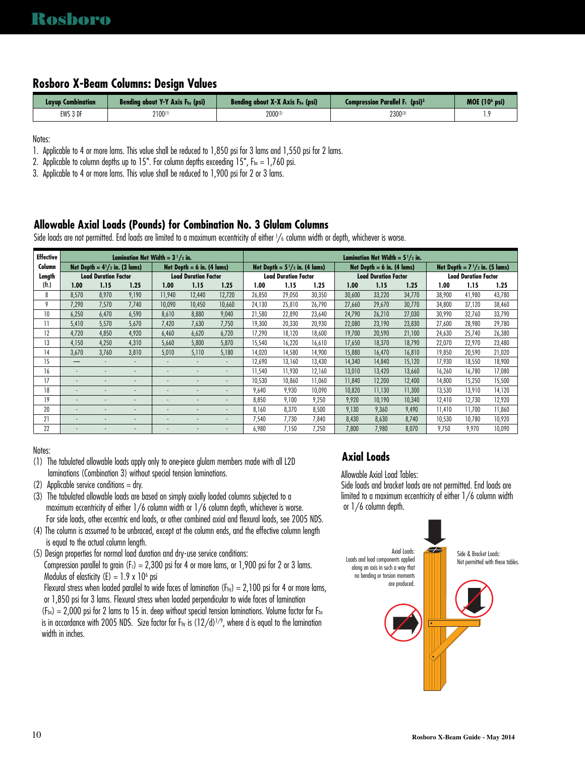## Rosboro X-Beam Columns: Design Values

| Layup Combination | Bending about Y-Y Axis $F_{by}$ (psi) | Bending about X-X Axis $F_{bx}$ (psi) | Compression Parallel $F_c$ (psi)[3] | MOE ($10^6$ psi) |
|---|---|---|---|---|
| EWS 3 DF | 2100[(1)] | 2000[(2)] | 2300[(3)] | 1.9 |

Notes:

1. Applicable to 4 or more lams. This value shall be reduced to 1,850 psi for 3 lams and 1,550 psi for 2 lams.
2. Applicable to column depths up to 15". For column depths exceeding 15", $F_{bx}$ = 1,760 psi.
3. Applicable to 4 or more lams. This value shall be reduced to 1,900 psi for 2 or 3 lams.

## Allowable Axial Loads (Pounds) for Combination No. 3 Glulam Columns

Side loads are not permitted. End loads are limited to a maximum eccentricity of either 1/6 column width or depth, whichever is worse.

| Effective Column Length (ft.) | Lamination Net Width = 3 1/2 in. | | | | | | Lamination Net Width = 5 1/2 in. | | | | | | | | |
|---|---|---|---|---|---|---|---|---|---|---|---|---|---|---|---|
| | Net Depth = 4 1/2 in. (3 lams) | | | Net Depth = 6 in. (4 lams) | | | Net Depth = 5 1/2 in. (4 lams) | | | Net Depth = 6 in. (4 lams) | | | Net Depth = 7 1/2 in. (5 lams) | | |
| | Load Duration Factor | | | Load Duration Factor | | | Load Duration Factor | | | Load Duration Factor | | | Load Duration Factor | | |
| | 1.00 | 1.15 | 1.25 | 1.00 | 1.15 | 1.25 | 1.00 | 1.15 | 1.25 | 1.00 | 1.15 | 1.25 | 1.00 | 1.15 | 1.25 |
| 8 | 8,570 | 8,970 | 9,190 | 11,940 | 12,440 | 12,720 | 26,850 | 29,050 | 30,350 | 30,600 | 33,220 | 34,770 | 38,900 | 41,980 | 43,780 |
| 9 | 7,290 | 7,570 | 7,740 | 10,090 | 10,450 | 10,660 | 24,130 | 25,810 | 26,790 | 27,660 | 29,670 | 30,770 | 34,800 | 37,120 | 38,460 |
| 10 | 6,250 | 6,470 | 6,590 | 8,610 | 8,880 | 9,040 | 21,580 | 22,890 | 23,640 | 24,790 | 26,210 | 27,030 | 30,990 | 32,760 | 33,790 |
| 11 | 5,410 | 5,570 | 5,670 | 7,420 | 7,630 | 7,750 | 19,300 | 20,330 | 20,930 | 22,080 | 23,190 | 23,830 | 27,600 | 28,980 | 29,780 |
| 12 | 4,720 | 4,850 | 4,920 | 6,460 | 6,620 | 6,720 | 17,290 | 18,120 | 18,600 | 19,700 | 20,590 | 21,100 | 24,630 | 25,740 | 26,380 |
| 13 | 4,150 | 4,250 | 4,310 | 5,660 | 5,800 | 5,870 | 15,540 | 16,220 | 16,610 | 17,650 | 18,370 | 18,790 | 22,070 | 22,970 | 23,480 |
| 14 | 3,670 | 3,760 | 3,810 | 5,010 | 5,110 | 5,180 | 14,020 | 14,580 | 14,900 | 15,880 | 16,470 | 16,810 | 19,850 | 20,590 | 21,020 |
| 15 | — | - | - | - | - | - | 12,690 | 13,160 | 13,430 | 14,340 | 14,840 | 15,120 | 17,930 | 18,550 | 18,900 |
| 16 | - | - | - | - | - | - | 11,540 | 11,930 | 12,160 | 13,010 | 13,420 | 13,660 | 16,260 | 16,780 | 17,080 |
| 17 | - | - | - | - | - | - | 10,530 | 10,860 | 11,060 | 11,840 | 12,200 | 12,400 | 14,800 | 15,250 | 15,500 |
| 18 | - | - | - | - | - | - | 9,640 | 9,930 | 10,090 | 10,820 | 11,130 | 11,300 | 13,530 | 13,910 | 14,120 |
| 19 | - | - | - | - | - | - | 8,850 | 9,100 | 9,250 | 9,920 | 10,190 | 10,340 | 12,410 | 12,730 | 12,920 |
| 20 | - | - | - | - | - | - | 8,160 | 8,370 | 8,500 | 9,130 | 9,360 | 9,490 | 11,410 | 11,700 | 11,860 |
| 21 | - | - | - | - | - | - | 7,540 | 7,730 | 7,840 | 8,430 | 8,630 | 8,740 | 10,530 | 10,780 | 10,920 |
| 22 | - | - | - | - | - | - | 6,980 | 7,150 | 7,250 | 7,800 | 7,980 | 8,070 | 9,750 | 9,970 | 10,090 |

Notes:

(1) The tabulated allowable loads apply only to one-piece glulam members made with all L2D laminations (Combination 3) without special tension laminations.

(2) Applicable service conditions = dry.

(3) The tabulated allowable loads are based on simply axially loaded columns subjected to a maximum eccentricity of either 1/6 column width or 1/6 column depth, whichever is worse. For side loads, other eccentric end loads, or other combined axial and flexural loads, see 2005 NDS.

(4) The column is assumed to be unbraced, except at the column ends, and the effective column length is equal to the actual column length.

(5) Design properties for normal load duration and dry-use service conditions:
Compression parallel to grain ($F_c$) = 2,300 psi for 4 or more lams, or 1,900 psi for 2 or 3 lams.
Modulus of elasticity (E) = 1.9 x $10^6$ psi
Flexural stress when loaded parallel to wide faces of lamination ($F_{by}$) = 2,100 psi for 4 or more lams, or 1,850 psi for 3 lams. Flexural stress when loaded perpendicular to wide faces of lamination ($F_{bx}$) = 2,000 psi for 2 lams to 15 in. deep without special tension laminations. Volume factor for $F_{bx}$ is in accordance with 2005 NDS. Size factor for $F_{by}$ is $(12/d)^{1/9}$, where d is equal to the lamination width in inches.

## Axial Loads

Allowable Axial Load Tables:
Side loads and bracket loads are not permitted. End loads are limited to a maximum eccentricity of either 1/6 column width or 1/6 column depth.

Axial Loads: Loads and load components applied along an axis in such a way that no bending or torsion moments are produced.

Side & Bracket Loads: Not permitted with these tables.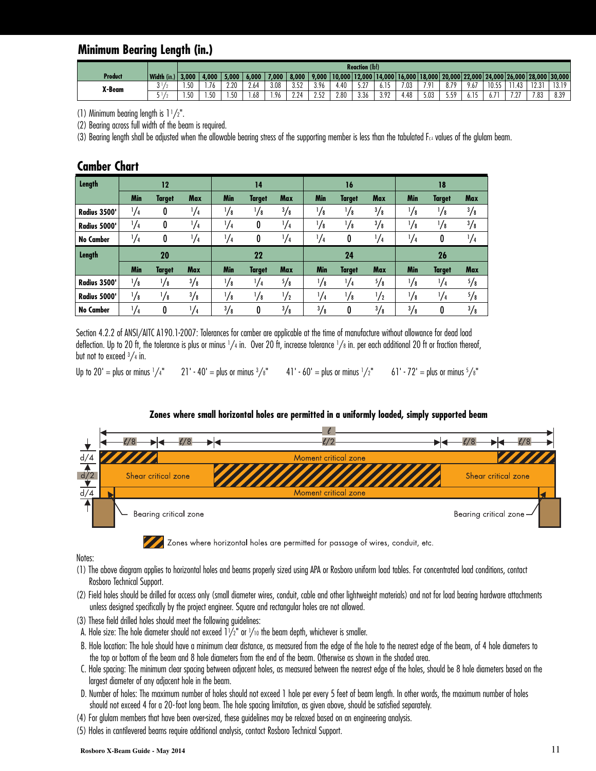## Minimum Bearing Length (in.)

| Product | Width (in.) | 3,000 | 4,000 | 5,000 | 6,000 | 7,000 | 8,000 | 9,000 | 10,000 | 12,000 | 14,000 | 16,000 | 18,000 | 20,000 | 22,000 | 24,000 | 26,000 | 28,000 | 30,000 |
|---|---|---|---|---|---|---|---|---|---|---|---|---|---|---|---|---|---|---|---|
| | | Reaction (lbf) | | | | | | | | | | | | | | | | | |
| X-Beam | 3 1/2 | 1.50 | 1.76 | 2.20 | 2.64 | 3.08 | 3.52 | 3.96 | 4.40 | 5.27 | 6.15 | 7.03 | 7.91 | 8.79 | 9.67 | 10.55 | 11.43 | 12.31 | 13.19 |
| | 5 1/2 | 1.50 | 1.50 | 1.50 | 1.68 | 1.96 | 2.24 | 2.52 | 2.80 | 3.36 | 3.92 | 4.48 | 5.03 | 5.59 | 6.15 | 6.71 | 7.27 | 7.83 | 8.39 |

(1) Minimum bearing length is 1 1/2".

(2) Bearing across full width of the beam is required.

(3) Bearing length shall be adjusted when the allowable bearing stress of the supporting member is less than the tabulated $F_{c\perp}$ values of the glulam beam.

## Camber Chart

| Length | 12 | | | 14 | | | 16 | | | 18 | | |
|---|---|---|---|---|---|---|---|---|---|---|---|---|
| | Min | Target | Max | Min | Target | Max | Min | Target | Max | Min | Target | Max |
| Radius 3500' | 1/4 | 0 | 1/4 | 1/8 | 1/8 | 3/8 | 1/8 | 1/8 | 3/8 | 1/8 | 1/8 | 3/8 |
| Radius 5000' | 1/4 | 0 | 1/4 | 1/4 | 0 | 1/4 | 1/8 | 1/8 | 3/8 | 1/8 | 1/8 | 3/8 |
| No Camber | 1/4 | 0 | 1/4 | 1/4 | 0 | 1/4 | 1/4 | 0 | 1/4 | 1/4 | 0 | 1/4 |
| **Length** | **20** | | | **22** | | | **24** | | | **26** | | |
| | Min | Target | Max | Min | Target | Max | Min | Target | Max | Min | Target | Max |
| Radius 3500' | 1/8 | 1/8 | 3/8 | 1/8 | 1/4 | 5/8 | 1/8 | 1/4 | 5/8 | 1/8 | 1/4 | 5/8 |
| Radius 5000' | 1/8 | 1/8 | 3/8 | 1/8 | 1/8 | 1/2 | 1/4 | 1/8 | 1/2 | 1/8 | 1/4 | 5/8 |
| No Camber | 1/4 | 0 | 1/4 | 3/8 | 0 | 3/8 | 3/8 | 0 | 3/8 | 3/8 | 0 | 3/8 |

Section 4.2.2 of ANSI/AITC A190.1-2007: Tolerances for camber are applicable at the time of manufacture without allowance for dead load deflection. Up to 20 ft, the tolerance is plus or minus 1/4 in. Over 20 ft, increase tolerance 1/8 in. per each additional 20 ft or fraction thereof, but not to exceed 3/4 in.

Up to 20' = plus or minus 1/4" 21' - 40' = plus or minus 3/8" 41' - 60' = plus or minus 1/2" 61' - 72' = plus or minus 5/8"

**Zones where small horizontal holes are permitted in a uniformly loaded, simply supported beam**

ℓ; ℓ/8; ℓ/8; ℓ/2; ℓ/8; ℓ/8; d/4; d/2; d/4; Moment critical zone; Shear critical zone; Shear critical zone; Moment critical zone; Bearing critical zone; Bearing critical zone

Zones where horizontal holes are permitted for passage of wires, conduit, etc.

Notes:

(1) The above diagram applies to horizontal holes and beams properly sized using APA or Rosboro uniform load tables. For concentrated load conditions, contact Rosboro Technical Support.

(2) Field holes should be drilled for access only (small diameter wires, conduit, cable and other lightweight materials) and not for load bearing hardware attachments unless designed specifically by the project engineer. Square and rectangular holes are not allowed.

(3) These field drilled holes should meet the following guidelines:

A. Hole size: The hole diameter should not exceed 1 1/2" or 1/10 the beam depth, whichever is smaller.

B. Hole location: The hole should have a minimum clear distance, as measured from the edge of the hole to the nearest edge of the beam, of 4 hole diameters to the top or bottom of the beam and 8 hole diameters from the end of the beam. Otherwise as shown in the shaded area.

C. Hole spacing: The minimum clear spacing between adjacent holes, as measured between the nearest edge of the holes, should be 8 hole diameters based on the largest diameter of any adjacent hole in the beam.

D. Number of holes: The maximum number of holes should not exceed 1 hole per every 5 feet of beam length. In other words, the maximum number of holes should not exceed 4 for a 20-foot long beam. The hole spacing limitation, as given above, should be satisfied separately.

(4) For glulam members that have been over-sized, these guidelines may be relaxed based on an engineering analysis.

(5) Holes in cantilevered beams require additional analysis, contact Rosboro Technical Support.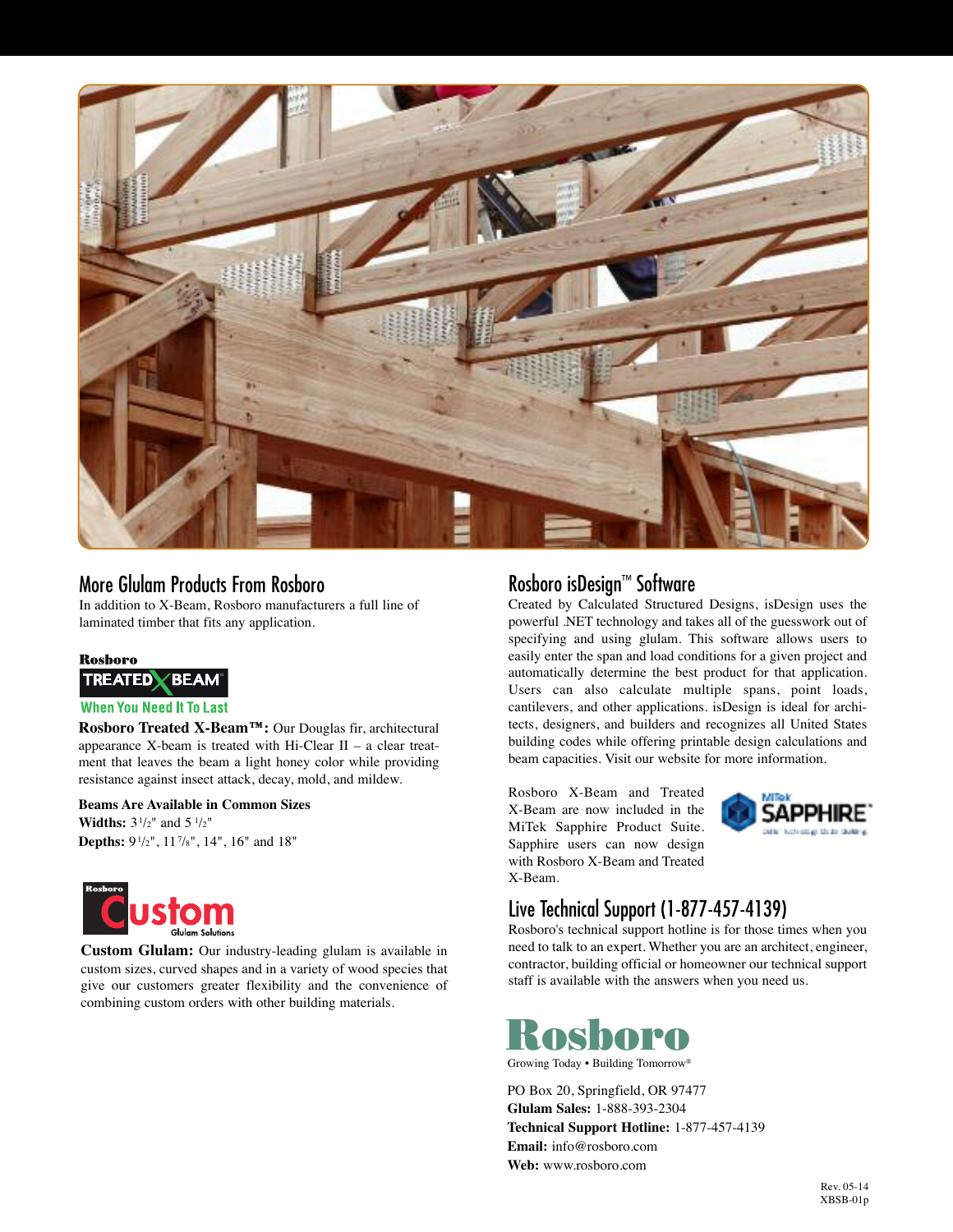## More Glulam Products From Rosboro

In addition to X-Beam, Rosboro manufactures a full line of laminated timber that fits any application.

Rosboro TREATED X BEAM™
When You Need It To Last

**Rosboro Treated X-Beam™:** Our Douglas fir, architectural appearance X-beam is treated with Hi-Clear II – a clear treatment that leaves the beam a light honey color while providing resistance against insect attack, decay, mold, and mildew.

**Beams Are Available in Common Sizes**
**Widths:** 3 1/2" and 5 1/2"
**Depths:** 9 1/2", 11 7/8", 14", 16" and 18"

Rosboro Custom Glulam Solutions

**Custom Glulam:** Our industry-leading glulam is available in custom sizes, curved shapes and in a variety of wood species that give our customers greater flexibility and the convenience of combining custom orders with other building materials.

## Rosboro isDesign™ Software

Created by Calculated Structured Designs, isDesign uses the powerful .NET technology and takes all of the guesswork out of specifying and using glulam. This software allows users to easily enter the span and load conditions for a given project and automatically determine the best product for that application. Users can also calculate multiple spans, point loads, cantilevers, and other applications. isDesign is ideal for architects, designers, and builders and recognizes all United States building codes while offering printable design calculations and beam capacities. Visit our website for more information.

Rosboro X-Beam and Treated X-Beam are now included in the MiTek Sapphire Product Suite. Sapphire users can now design with Rosboro X-Beam and Treated X-Beam.

## Live Technical Support (1-877-457-4139)

Rosboro's technical support hotline is for those times when you need to talk to an expert. Whether you are an architect, engineer, contractor, building official or homeowner our technical support staff is available with the answers when you need us.

**Rosboro**
Growing Today • Building Tomorrow®

PO Box 20, Springfield, OR 97477
**Glulam Sales:** 1-888-393-2304
**Technical Support Hotline:** 1-877-457-4139
**Email:** info@rosboro.com
**Web:** www.rosboro.com

Rev. 05-14
XBSB-01p